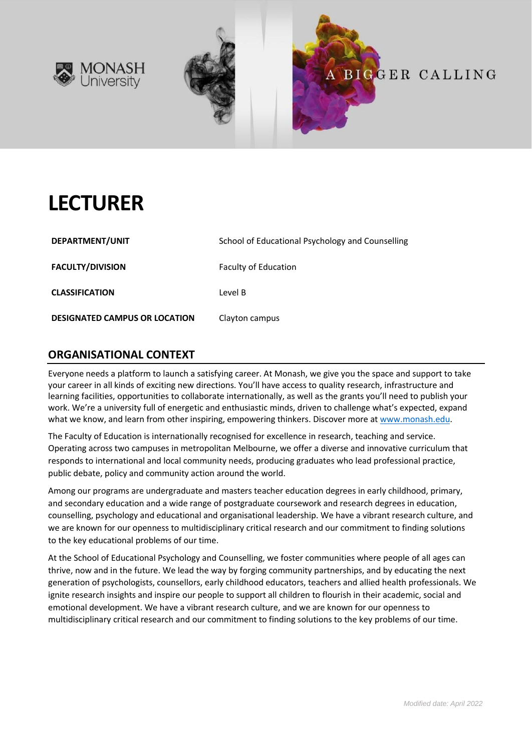MONASH University

A BIGGER CALLING

# LECTURER

| | |
|---|---|
| **DEPARTMENT/UNIT** | School of Educational Psychology and Counselling |
| **FACULTY/DIVISION** | Faculty of Education |
| **CLASSIFICATION** | Level B |
| **DESIGNATED CAMPUS OR LOCATION** | Clayton campus |

## ORGANISATIONAL CONTEXT

Everyone needs a platform to launch a satisfying career. At Monash, we give you the space and support to take your career in all kinds of exciting new directions. You'll have access to quality research, infrastructure and learning facilities, opportunities to collaborate internationally, as well as the grants you'll need to publish your work. We're a university full of energetic and enthusiastic minds, driven to challenge what's expected, expand what we know, and learn from other inspiring, empowering thinkers. Discover more at www.monash.edu.

The Faculty of Education is internationally recognised for excellence in research, teaching and service. Operating across two campuses in metropolitan Melbourne, we offer a diverse and innovative curriculum that responds to international and local community needs, producing graduates who lead professional practice, public debate, policy and community action around the world.

Among our programs are undergraduate and masters teacher education degrees in early childhood, primary, and secondary education and a wide range of postgraduate coursework and research degrees in education, counselling, psychology and educational and organisational leadership. We have a vibrant research culture, and we are known for our openness to multidisciplinary critical research and our commitment to finding solutions to the key educational problems of our time.

At the School of Educational Psychology and Counselling, we foster communities where people of all ages can thrive, now and in the future. We lead the way by forging community partnerships, and by educating the next generation of psychologists, counsellors, early childhood educators, teachers and allied health professionals. We ignite research insights and inspire our people to support all children to flourish in their academic, social and emotional development. We have a vibrant research culture, and we are known for our openness to multidisciplinary critical research and our commitment to finding solutions to the key problems of our time.

*Modified date: April 2022*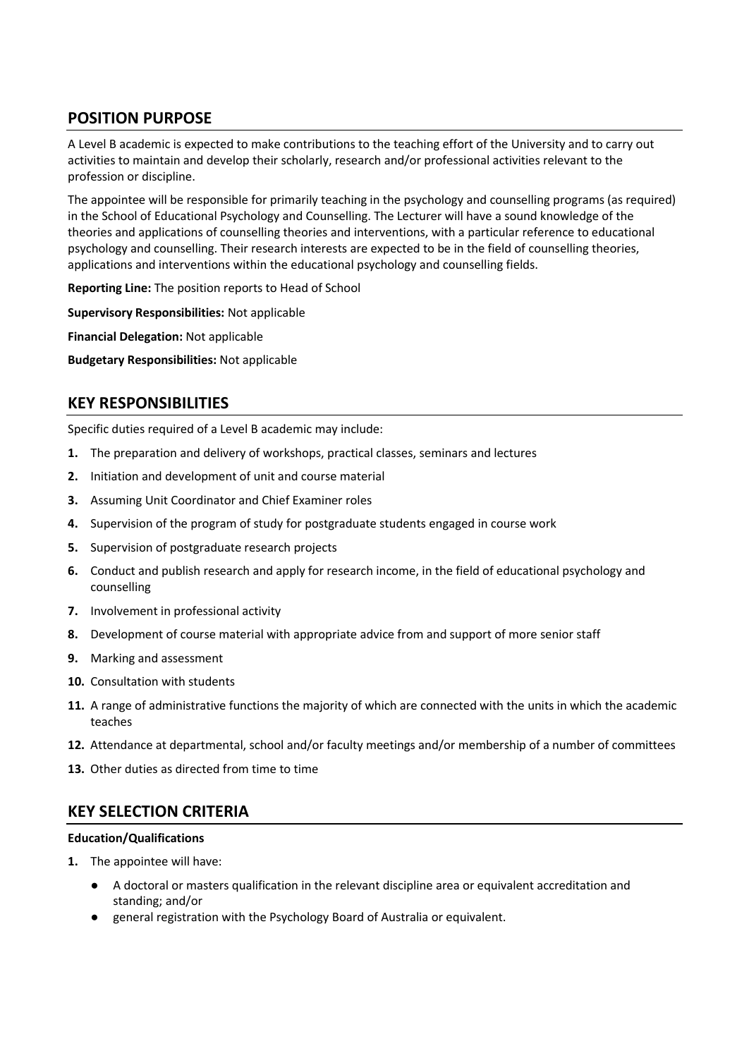## POSITION PURPOSE

A Level B academic is expected to make contributions to the teaching effort of the University and to carry out activities to maintain and develop their scholarly, research and/or professional activities relevant to the profession or discipline.

The appointee will be responsible for primarily teaching in the psychology and counselling programs (as required) in the School of Educational Psychology and Counselling. The Lecturer will have a sound knowledge of the theories and applications of counselling theories and interventions, with a particular reference to educational psychology and counselling. Their research interests are expected to be in the field of counselling theories, applications and interventions within the educational psychology and counselling fields.

**Reporting Line:** The position reports to Head of School

**Supervisory Responsibilities:** Not applicable

**Financial Delegation:** Not applicable

**Budgetary Responsibilities:** Not applicable

## KEY RESPONSIBILITIES

Specific duties required of a Level B academic may include:

1. The preparation and delivery of workshops, practical classes, seminars and lectures
2. Initiation and development of unit and course material
3. Assuming Unit Coordinator and Chief Examiner roles
4. Supervision of the program of study for postgraduate students engaged in course work
5. Supervision of postgraduate research projects
6. Conduct and publish research and apply for research income, in the field of educational psychology and counselling
7. Involvement in professional activity
8. Development of course material with appropriate advice from and support of more senior staff
9. Marking and assessment
10. Consultation with students
11. A range of administrative functions the majority of which are connected with the units in which the academic teaches
12. Attendance at departmental, school and/or faculty meetings and/or membership of a number of committees
13. Other duties as directed from time to time

## KEY SELECTION CRITERIA

**Education/Qualifications**

1. The appointee will have:
   - A doctoral or masters qualification in the relevant discipline area or equivalent accreditation and standing; and/or
   - general registration with the Psychology Board of Australia or equivalent.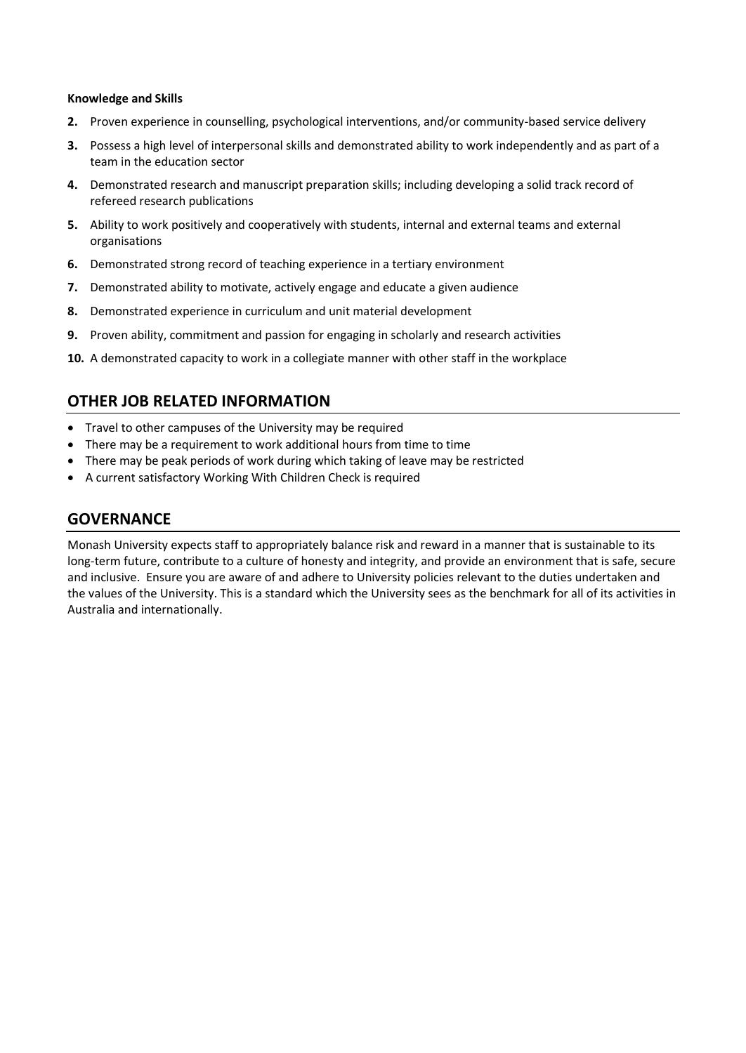**Knowledge and Skills**

2. Proven experience in counselling, psychological interventions, and/or community-based service delivery
3. Possess a high level of interpersonal skills and demonstrated ability to work independently and as part of a team in the education sector
4. Demonstrated research and manuscript preparation skills; including developing a solid track record of refereed research publications
5. Ability to work positively and cooperatively with students, internal and external teams and external organisations
6. Demonstrated strong record of teaching experience in a tertiary environment
7. Demonstrated ability to motivate, actively engage and educate a given audience
8. Demonstrated experience in curriculum and unit material development
9. Proven ability, commitment and passion for engaging in scholarly and research activities
10. A demonstrated capacity to work in a collegiate manner with other staff in the workplace

## OTHER JOB RELATED INFORMATION

- Travel to other campuses of the University may be required
- There may be a requirement to work additional hours from time to time
- There may be peak periods of work during which taking of leave may be restricted
- A current satisfactory Working With Children Check is required

## GOVERNANCE

Monash University expects staff to appropriately balance risk and reward in a manner that is sustainable to its long-term future, contribute to a culture of honesty and integrity, and provide an environment that is safe, secure and inclusive. Ensure you are aware of and adhere to University policies relevant to the duties undertaken and the values of the University. This is a standard which the University sees as the benchmark for all of its activities in Australia and internationally.